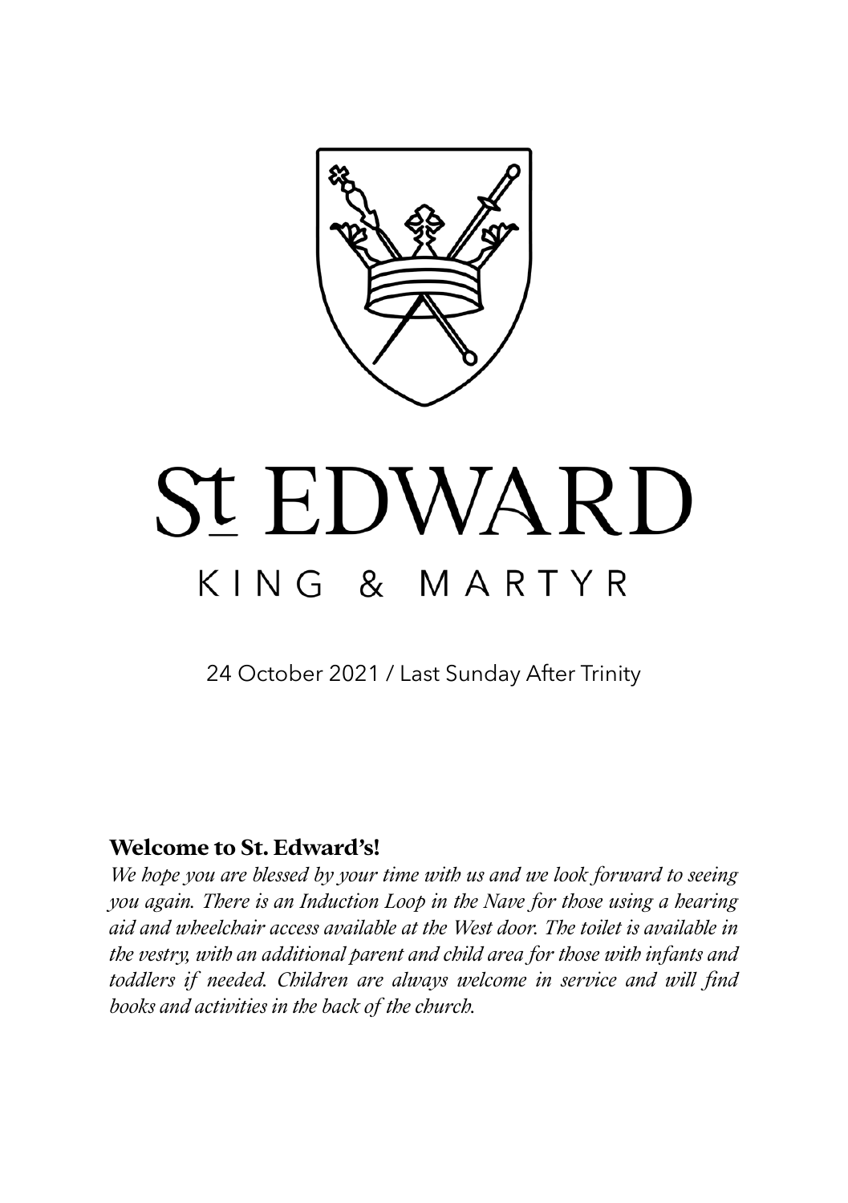# St EDWARD

## KING & MARTYR

24 October 2021 / Last Sunday After Trinity

**Welcome to St. Edward's!**

*We hope you are blessed by your time with us and we look forward to seeing you again. There is an Induction Loop in the Nave for those using a hearing aid and wheelchair access available at the West door. The toilet is available in the vestry, with an additional parent and child area for those with infants and toddlers if needed. Children are always welcome in service and will find books and activities in the back of the church.*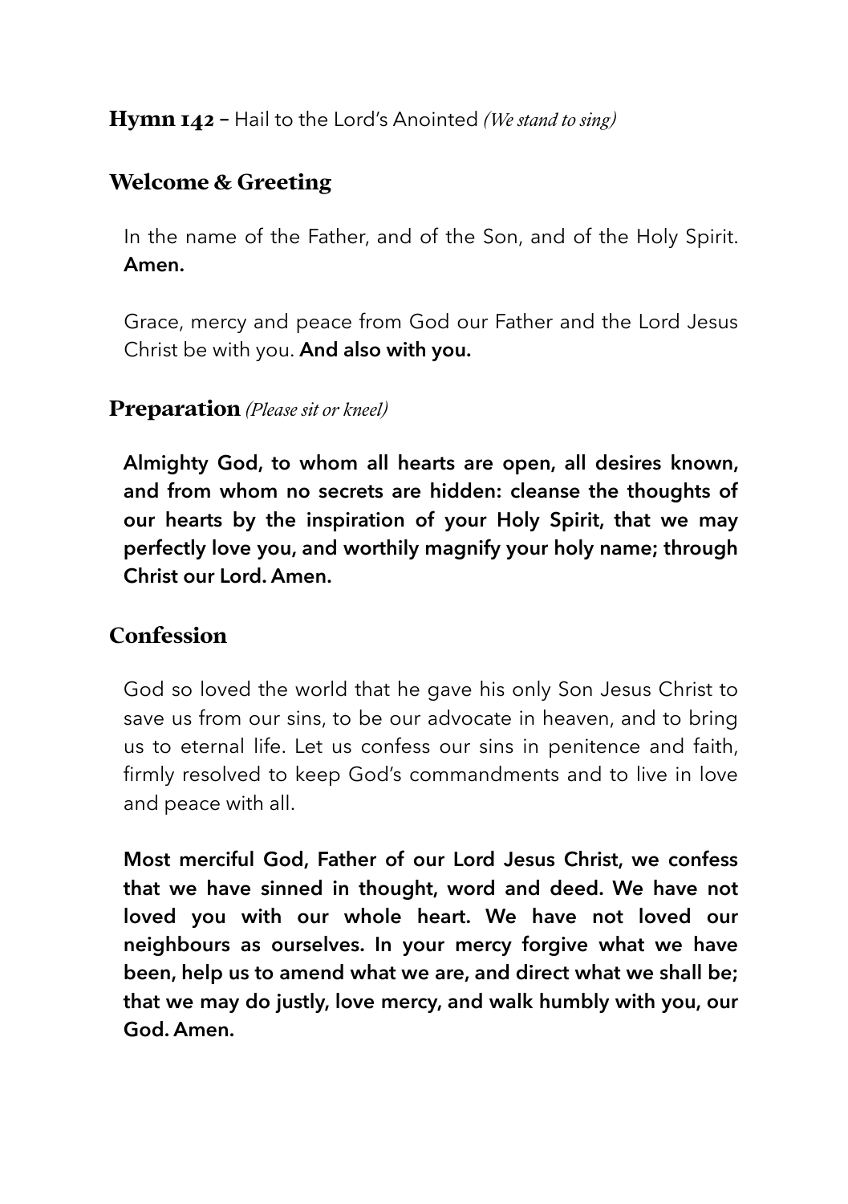**Hymn 142 –** Hail to the Lord's Anointed *(We stand to sing)*

## Welcome & Greeting

In the name of the Father, and of the Son, and of the Holy Spirit. **Amen.**

Grace, mercy and peace from God our Father and the Lord Jesus Christ be with you. **And also with you.**

## Preparation *(Please sit or kneel)*

**Almighty God, to whom all hearts are open, all desires known, and from whom no secrets are hidden: cleanse the thoughts of our hearts by the inspiration of your Holy Spirit, that we may perfectly love you, and worthily magnify your holy name; through Christ our Lord. Amen.**

## Confession

God so loved the world that he gave his only Son Jesus Christ to save us from our sins, to be our advocate in heaven, and to bring us to eternal life. Let us confess our sins in penitence and faith, firmly resolved to keep God's commandments and to live in love and peace with all.

**Most merciful God, Father of our Lord Jesus Christ, we confess that we have sinned in thought, word and deed. We have not loved you with our whole heart. We have not loved our neighbours as ourselves. In your mercy forgive what we have been, help us to amend what we are, and direct what we shall be; that we may do justly, love mercy, and walk humbly with you, our God. Amen.**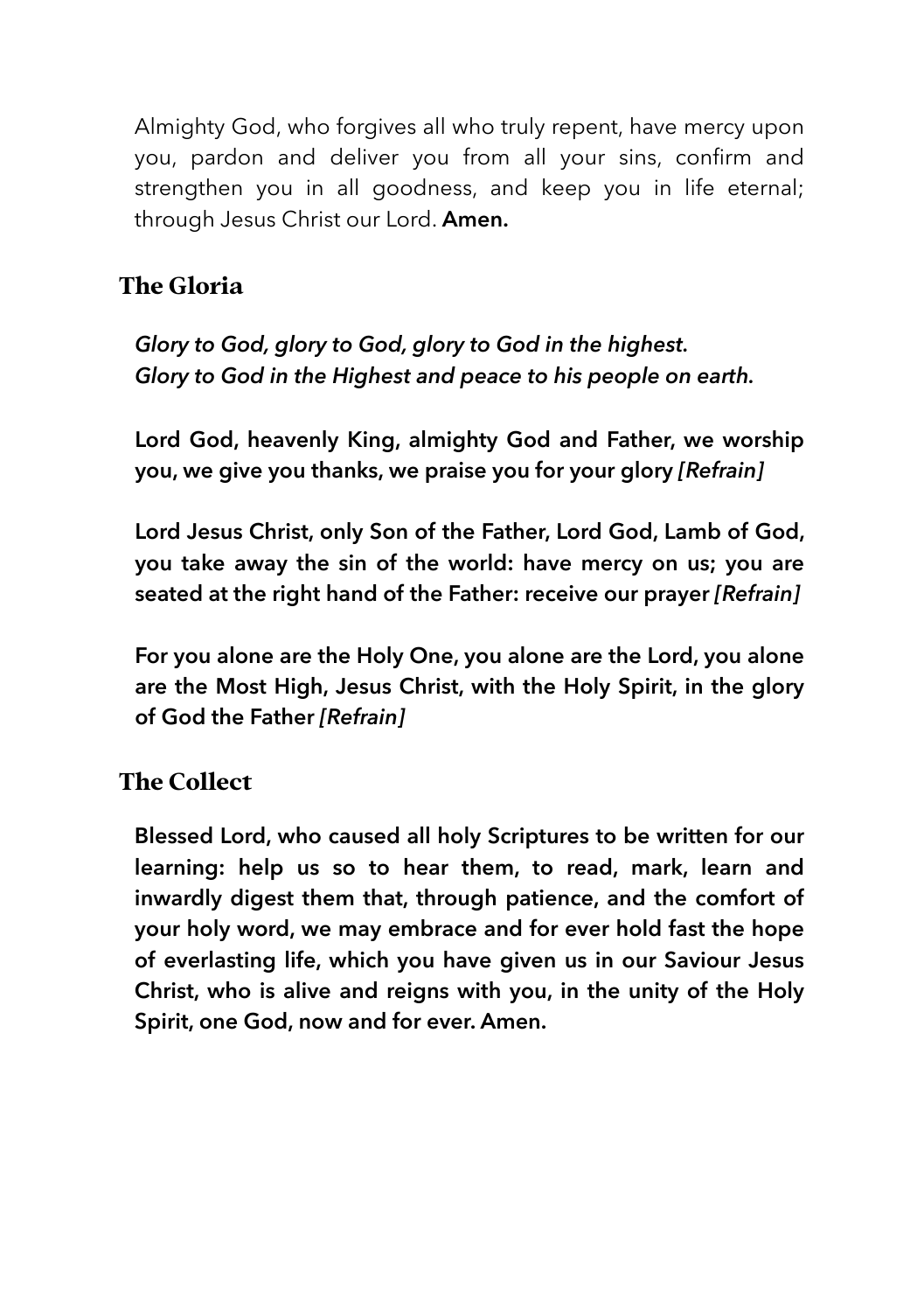Almighty God, who forgives all who truly repent, have mercy upon you, pardon and deliver you from all your sins, confirm and strengthen you in all goodness, and keep you in life eternal; through Jesus Christ our Lord. **Amen.**

## The Gloria

***Glory to God, glory to God, glory to God in the highest.***
***Glory to God in the Highest and peace to his people on earth.***

**Lord God, heavenly King, almighty God and Father, we worship you, we give you thanks, we praise you for your glory** ***[Refrain]***

**Lord Jesus Christ, only Son of the Father, Lord God, Lamb of God, you take away the sin of the world: have mercy on us; you are seated at the right hand of the Father: receive our prayer** ***[Refrain]***

**For you alone are the Holy One, you alone are the Lord, you alone are the Most High, Jesus Christ, with the Holy Spirit, in the glory of God the Father** ***[Refrain]***

## The Collect

**Blessed Lord, who caused all holy Scriptures to be written for our learning: help us so to hear them, to read, mark, learn and inwardly digest them that, through patience, and the comfort of your holy word, we may embrace and for ever hold fast the hope of everlasting life, which you have given us in our Saviour Jesus Christ, who is alive and reigns with you, in the unity of the Holy Spirit, one God, now and for ever. Amen.**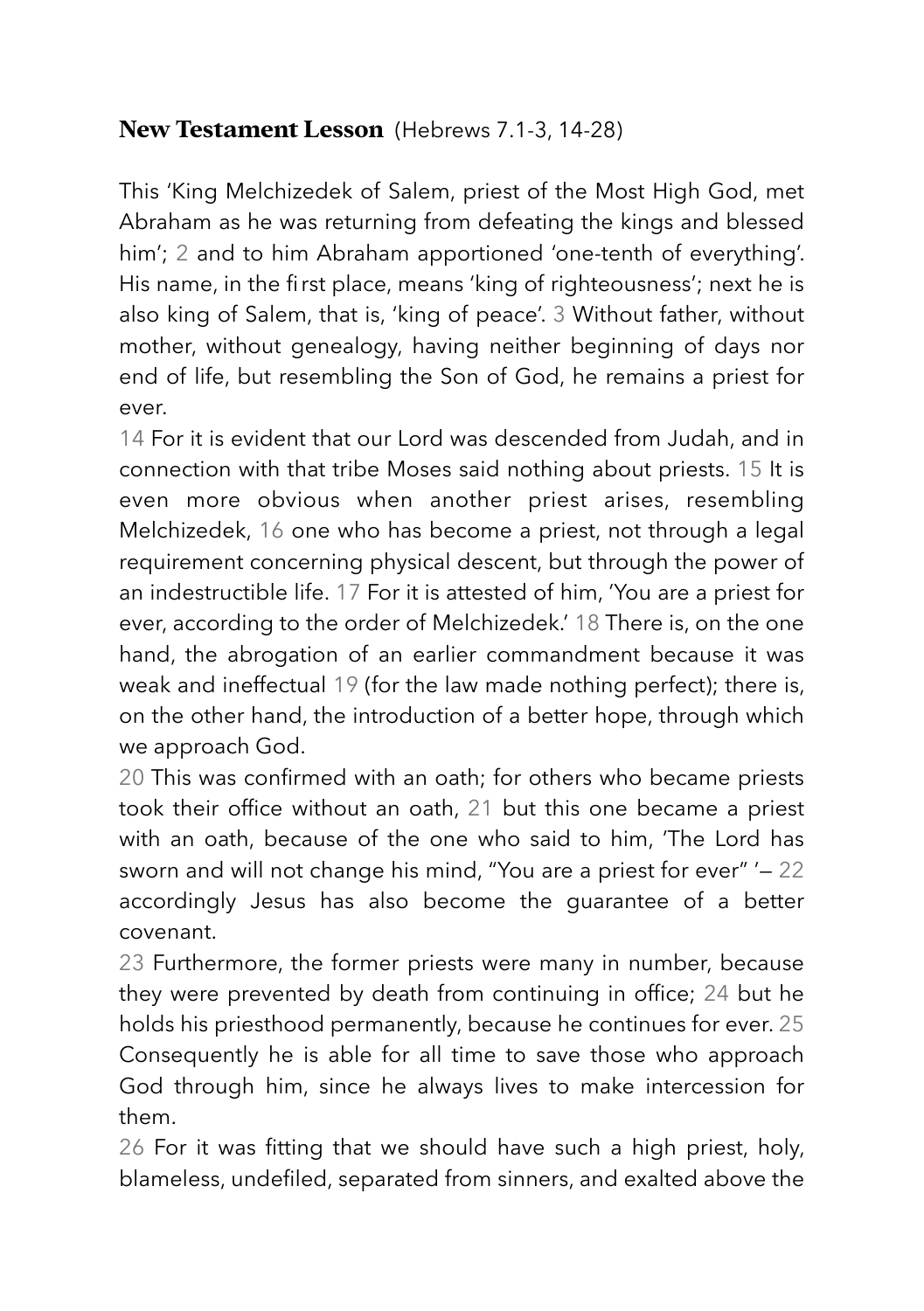**New Testament Lesson** (Hebrews 7.1-3, 14-28)

This 'King Melchizedek of Salem, priest of the Most High God, met Abraham as he was returning from defeating the kings and blessed him'; 2 and to him Abraham apportioned 'one-tenth of everything'. His name, in the first place, means 'king of righteousness'; next he is also king of Salem, that is, 'king of peace'. 3 Without father, without mother, without genealogy, having neither beginning of days nor end of life, but resembling the Son of God, he remains a priest for ever.

14 For it is evident that our Lord was descended from Judah, and in connection with that tribe Moses said nothing about priests. 15 It is even more obvious when another priest arises, resembling Melchizedek, 16 one who has become a priest, not through a legal requirement concerning physical descent, but through the power of an indestructible life. 17 For it is attested of him, 'You are a priest for ever, according to the order of Melchizedek.' 18 There is, on the one hand, the abrogation of an earlier commandment because it was weak and ineffectual 19 (for the law made nothing perfect); there is, on the other hand, the introduction of a better hope, through which we approach God.

20 This was confirmed with an oath; for others who became priests took their office without an oath, 21 but this one became a priest with an oath, because of the one who said to him, 'The Lord has sworn and will not change his mind, "You are a priest for ever" '— 22 accordingly Jesus has also become the guarantee of a better covenant.

23 Furthermore, the former priests were many in number, because they were prevented by death from continuing in office; 24 but he holds his priesthood permanently, because he continues for ever. 25 Consequently he is able for all time to save those who approach God through him, since he always lives to make intercession for them.

26 For it was fitting that we should have such a high priest, holy, blameless, undefiled, separated from sinners, and exalted above the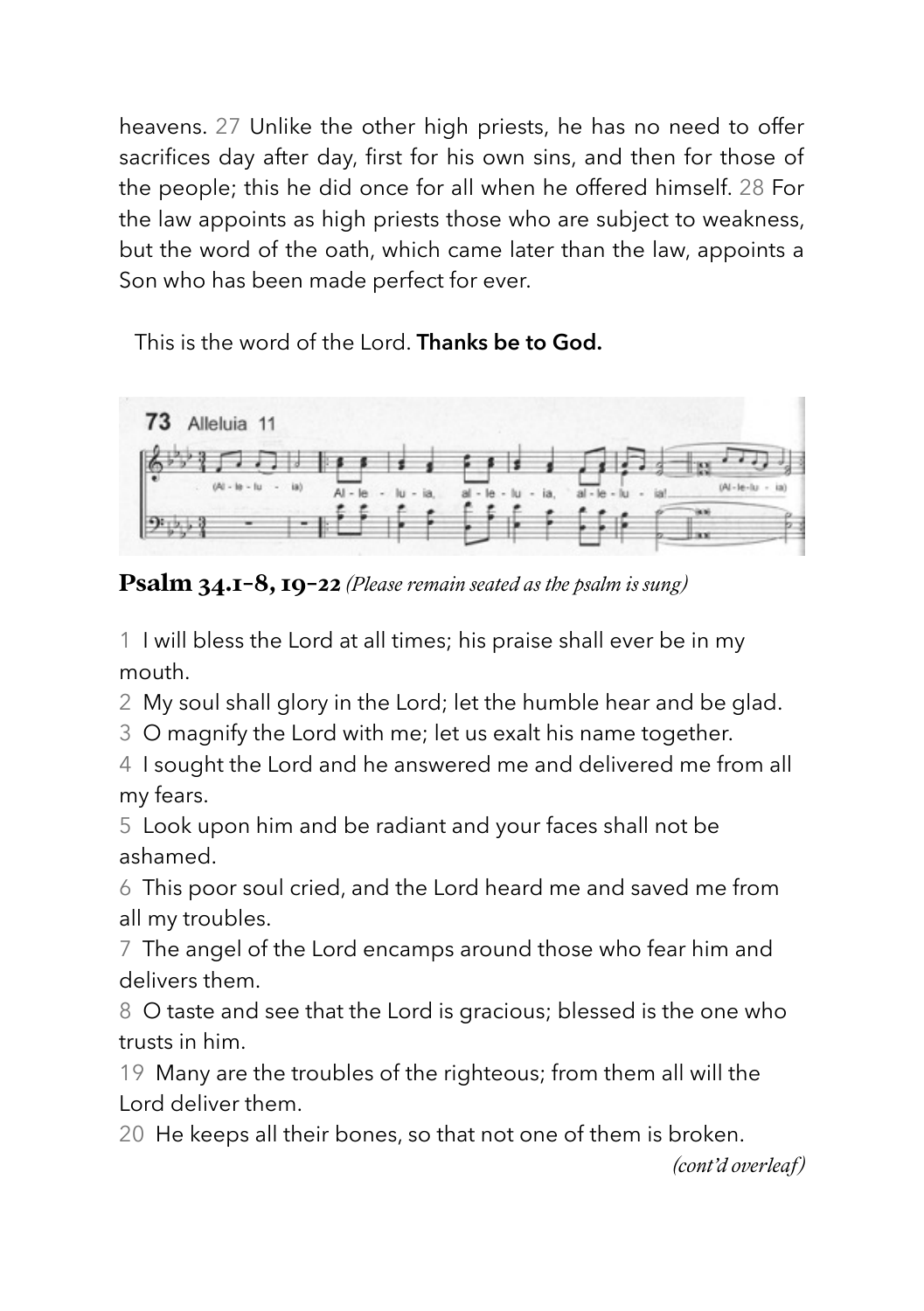heavens. 27 Unlike the other high priests, he has no need to offer sacrifices day after day, first for his own sins, and then for those of the people; this he did once for all when he offered himself. 28 For the law appoints as high priests those who are subject to weakness, but the word of the oath, which came later than the law, appoints a Son who has been made perfect for ever.

This is the word of the Lord. **Thanks be to God.**

73 Alleluia 11

**Psalm 34.1-8, 19-22** *(Please remain seated as the psalm is sung)*

1 I will bless the Lord at all times; his praise shall ever be in my mouth.

2 My soul shall glory in the Lord; let the humble hear and be glad.

3 O magnify the Lord with me; let us exalt his name together.

4 I sought the Lord and he answered me and delivered me from all my fears.

5 Look upon him and be radiant and your faces shall not be ashamed.

6 This poor soul cried, and the Lord heard me and saved me from all my troubles.

7 The angel of the Lord encamps around those who fear him and delivers them.

8 O taste and see that the Lord is gracious; blessed is the one who trusts in him.

19 Many are the troubles of the righteous; from them all will the Lord deliver them.

20 He keeps all their bones, so that not one of them is broken.

*(cont'd overleaf)*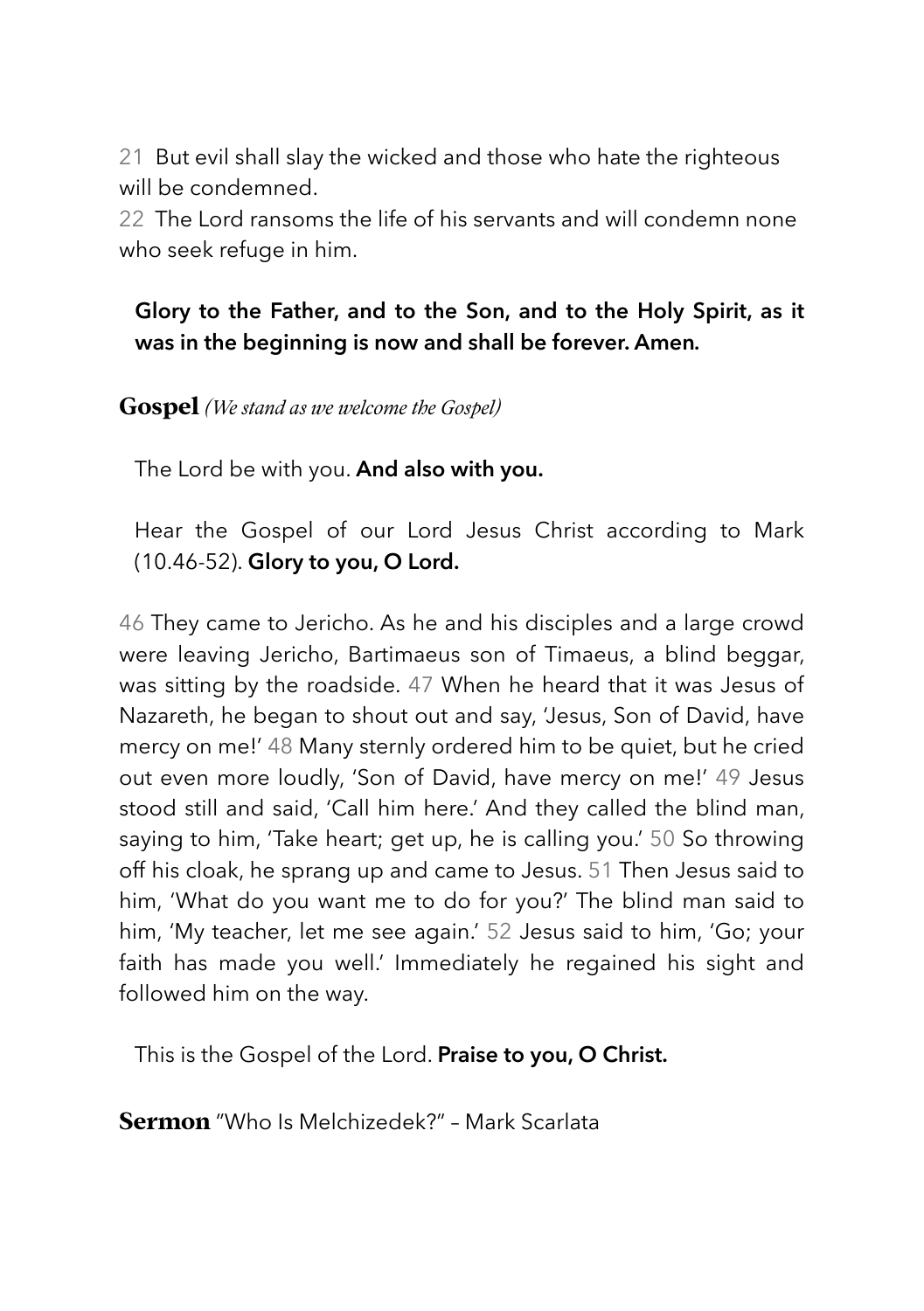21 But evil shall slay the wicked and those who hate the righteous will be condemned.
22 The Lord ransoms the life of his servants and will condemn none who seek refuge in him.

**Glory to the Father, and to the Son, and to the Holy Spirit, as it was in the beginning is now and shall be forever. Amen.**

## Gospel *(We stand as we welcome the Gospel)*

The Lord be with you. **And also with you.**

Hear the Gospel of our Lord Jesus Christ according to Mark (10.46-52). **Glory to you, O Lord.**

46 They came to Jericho. As he and his disciples and a large crowd were leaving Jericho, Bartimaeus son of Timaeus, a blind beggar, was sitting by the roadside. 47 When he heard that it was Jesus of Nazareth, he began to shout out and say, 'Jesus, Son of David, have mercy on me!' 48 Many sternly ordered him to be quiet, but he cried out even more loudly, 'Son of David, have mercy on me!' 49 Jesus stood still and said, 'Call him here.' And they called the blind man, saying to him, 'Take heart; get up, he is calling you.' 50 So throwing off his cloak, he sprang up and came to Jesus. 51 Then Jesus said to him, 'What do you want me to do for you?' The blind man said to him, 'My teacher, let me see again.' 52 Jesus said to him, 'Go; your faith has made you well.' Immediately he regained his sight and followed him on the way.

This is the Gospel of the Lord. **Praise to you, O Christ.**

## Sermon "Who Is Melchizedek?" – Mark Scarlata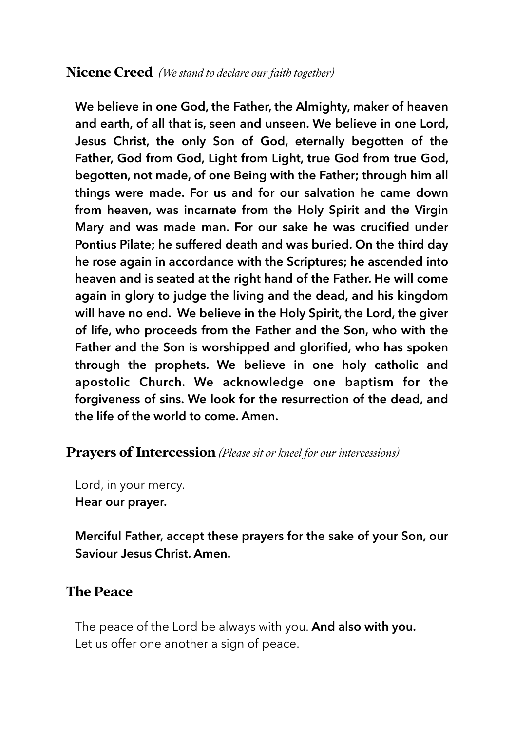## Nicene Creed *(We stand to declare our faith together)*

**We believe in one God, the Father, the Almighty, maker of heaven and earth, of all that is, seen and unseen. We believe in one Lord, Jesus Christ, the only Son of God, eternally begotten of the Father, God from God, Light from Light, true God from true God, begotten, not made, of one Being with the Father; through him all things were made. For us and for our salvation he came down from heaven, was incarnate from the Holy Spirit and the Virgin Mary and was made man. For our sake he was crucified under Pontius Pilate; he suffered death and was buried. On the third day he rose again in accordance with the Scriptures; he ascended into heaven and is seated at the right hand of the Father. He will come again in glory to judge the living and the dead, and his kingdom will have no end. We believe in the Holy Spirit, the Lord, the giver of life, who proceeds from the Father and the Son, who with the Father and the Son is worshipped and glorified, who has spoken through the prophets. We believe in one holy catholic and apostolic Church. We acknowledge one baptism for the forgiveness of sins. We look for the resurrection of the dead, and the life of the world to come. Amen.**

## Prayers of Intercession *(Please sit or kneel for our intercessions)*

Lord, in your mercy.
**Hear our prayer.**

**Merciful Father, accept these prayers for the sake of your Son, our Saviour Jesus Christ. Amen.**

## The Peace

The peace of the Lord be always with you. **And also with you.**
Let us offer one another a sign of peace.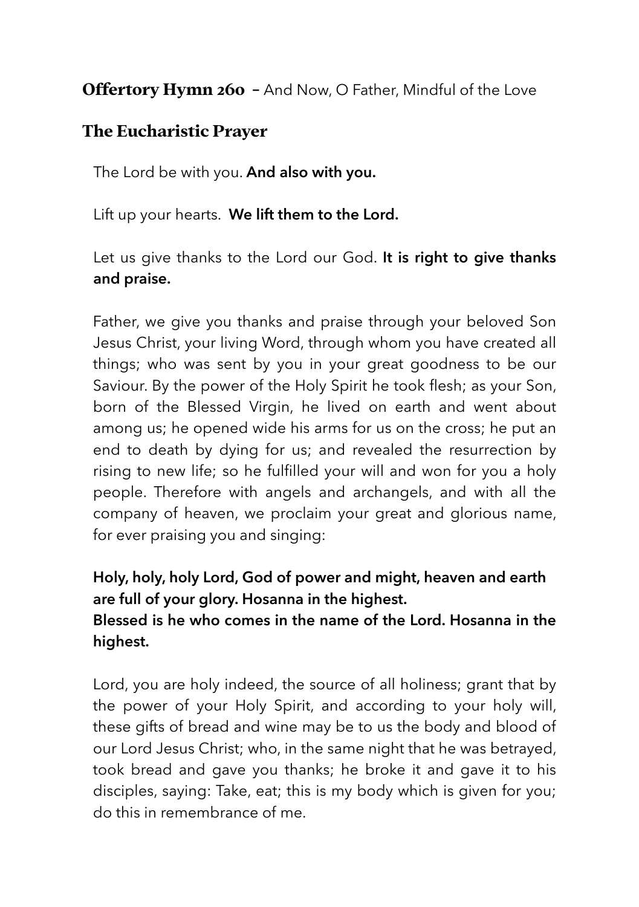**Offertory Hymn 260** – And Now, O Father, Mindful of the Love

## The Eucharistic Prayer

The Lord be with you. **And also with you.**

Lift up your hearts. **We lift them to the Lord.**

Let us give thanks to the Lord our God. **It is right to give thanks and praise.**

Father, we give you thanks and praise through your beloved Son Jesus Christ, your living Word, through whom you have created all things; who was sent by you in your great goodness to be our Saviour. By the power of the Holy Spirit he took flesh; as your Son, born of the Blessed Virgin, he lived on earth and went about among us; he opened wide his arms for us on the cross; he put an end to death by dying for us; and revealed the resurrection by rising to new life; so he fulfilled your will and won for you a holy people. Therefore with angels and archangels, and with all the company of heaven, we proclaim your great and glorious name, for ever praising you and singing:

**Holy, holy, holy Lord, God of power and might, heaven and earth are full of your glory. Hosanna in the highest.**
**Blessed is he who comes in the name of the Lord. Hosanna in the highest.**

Lord, you are holy indeed, the source of all holiness; grant that by the power of your Holy Spirit, and according to your holy will, these gifts of bread and wine may be to us the body and blood of our Lord Jesus Christ; who, in the same night that he was betrayed, took bread and gave you thanks; he broke it and gave it to his disciples, saying: Take, eat; this is my body which is given for you; do this in remembrance of me.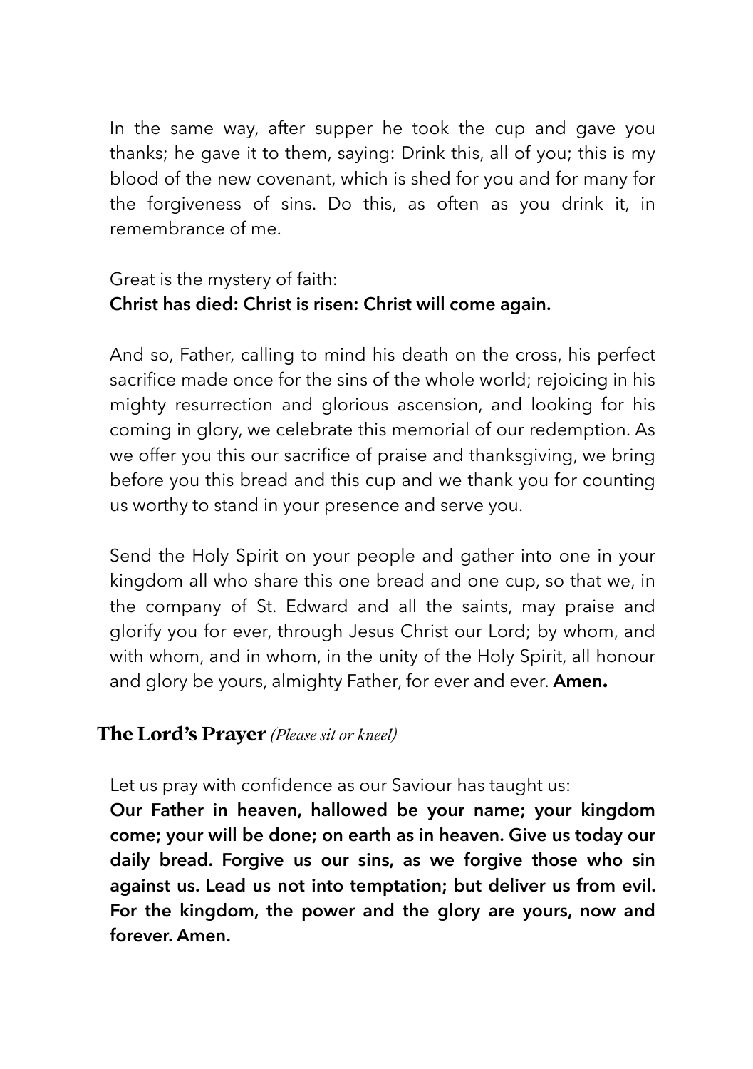In the same way, after supper he took the cup and gave you thanks; he gave it to them, saying: Drink this, all of you; this is my blood of the new covenant, which is shed for you and for many for the forgiveness of sins. Do this, as often as you drink it, in remembrance of me.

Great is the mystery of faith:
**Christ has died: Christ is risen: Christ will come again.**

And so, Father, calling to mind his death on the cross, his perfect sacrifice made once for the sins of the whole world; rejoicing in his mighty resurrection and glorious ascension, and looking for his coming in glory, we celebrate this memorial of our redemption. As we offer you this our sacrifice of praise and thanksgiving, we bring before you this bread and this cup and we thank you for counting us worthy to stand in your presence and serve you.

Send the Holy Spirit on your people and gather into one in your kingdom all who share this one bread and one cup, so that we, in the company of St. Edward and all the saints, may praise and glorify you for ever, through Jesus Christ our Lord; by whom, and with whom, and in whom, in the unity of the Holy Spirit, all honour and glory be yours, almighty Father, for ever and ever. **Amen.**

## The Lord's Prayer *(Please sit or kneel)*

Let us pray with confidence as our Saviour has taught us:
**Our Father in heaven, hallowed be your name; your kingdom come; your will be done; on earth as in heaven. Give us today our daily bread. Forgive us our sins, as we forgive those who sin against us. Lead us not into temptation; but deliver us from evil. For the kingdom, the power and the glory are yours, now and forever. Amen.**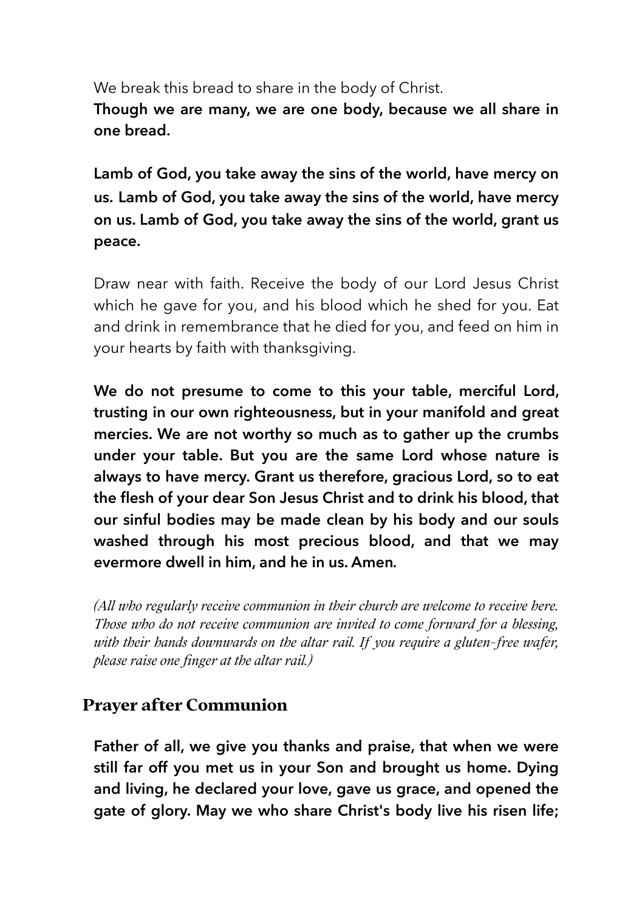We break this bread to share in the body of Christ.
**Though we are many, we are one body, because we all share in one bread.**

**Lamb of God, you take away the sins of the world, have mercy on us. Lamb of God, you take away the sins of the world, have mercy on us. Lamb of God, you take away the sins of the world, grant us peace.**

Draw near with faith. Receive the body of our Lord Jesus Christ which he gave for you, and his blood which he shed for you. Eat and drink in remembrance that he died for you, and feed on him in your hearts by faith with thanksgiving.

**We do not presume to come to this your table, merciful Lord, trusting in our own righteousness, but in your manifold and great mercies. We are not worthy so much as to gather up the crumbs under your table. But you are the same Lord whose nature is always to have mercy. Grant us therefore, gracious Lord, so to eat the flesh of your dear Son Jesus Christ and to drink his blood, that our sinful bodies may be made clean by his body and our souls washed through his most precious blood, and that we may evermore dwell in him, and he in us. Amen.**

*(All who regularly receive communion in their church are welcome to receive here. Those who do not receive communion are invited to come forward for a blessing, with their hands downwards on the altar rail. If you require a gluten-free wafer, please raise one finger at the altar rail.)*

## Prayer after Communion

**Father of all, we give you thanks and praise, that when we were still far off you met us in your Son and brought us home. Dying and living, he declared your love, gave us grace, and opened the gate of glory. May we who share Christ's body live his risen life;**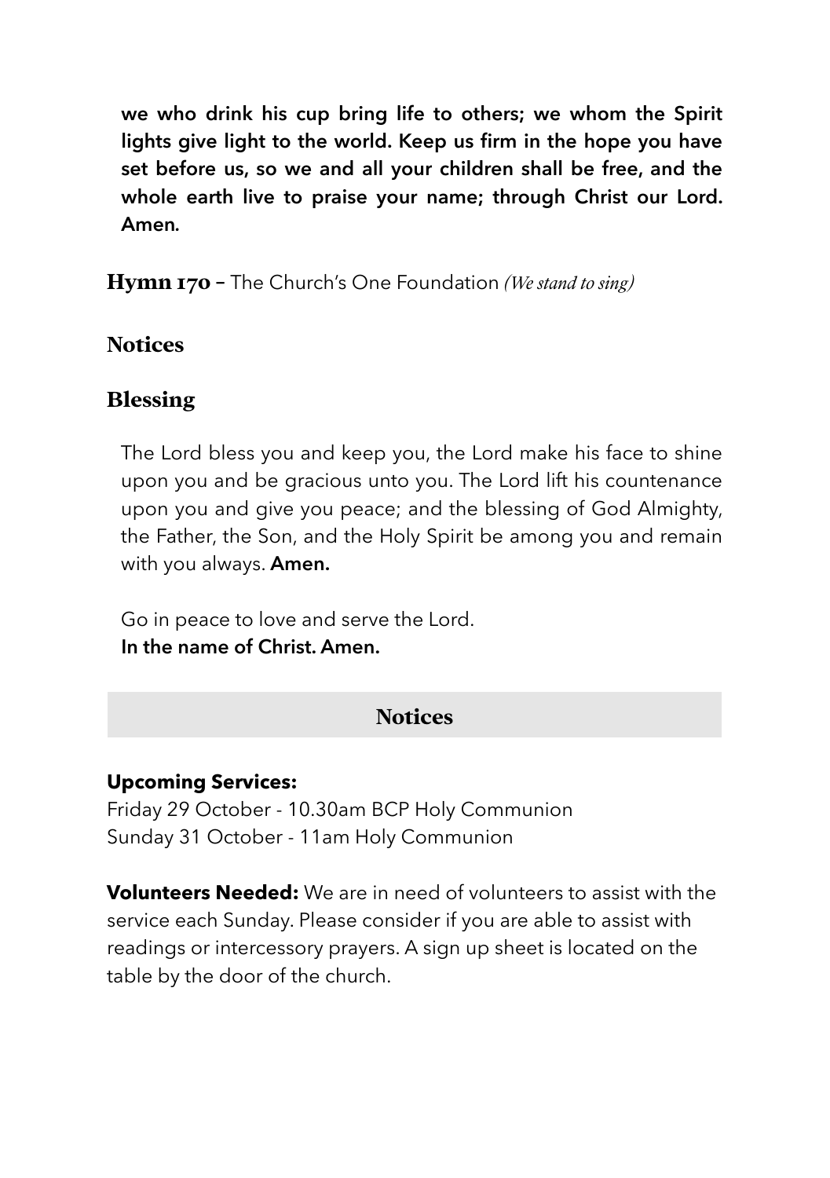**we who drink his cup bring life to others; we whom the Spirit lights give light to the world. Keep us firm in the hope you have set before us, so we and all your children shall be free, and the whole earth live to praise your name; through Christ our Lord. Amen.**

**Hymn 170 –** The Church's One Foundation *(We stand to sing)*

## Notices

## Blessing

The Lord bless you and keep you, the Lord make his face to shine upon you and be gracious unto you. The Lord lift his countenance upon you and give you peace; and the blessing of God Almighty, the Father, the Son, and the Holy Spirit be among you and remain with you always. **Amen.**

Go in peace to love and serve the Lord.
**In the name of Christ. Amen.**

## Notices

**Upcoming Services:**
Friday 29 October - 10.30am BCP Holy Communion
Sunday 31 October - 11am Holy Communion

**Volunteers Needed:** We are in need of volunteers to assist with the service each Sunday. Please consider if you are able to assist with readings or intercessory prayers. A sign up sheet is located on the table by the door of the church.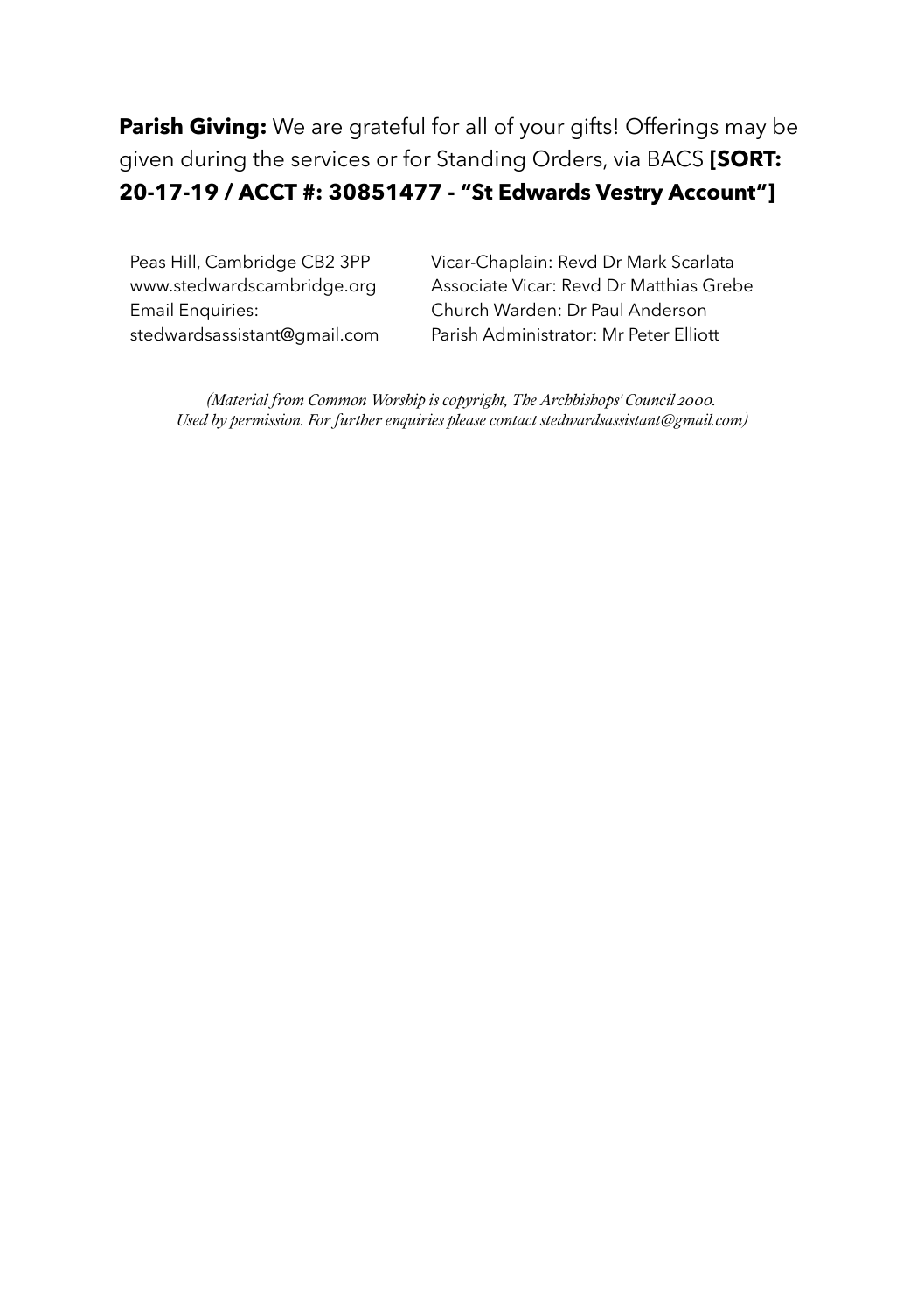**Parish Giving:** We are grateful for all of your gifts! Offerings may be given during the services or for Standing Orders, via BACS **[SORT: 20-17-19 / ACCT #: 30851477 - "St Edwards Vestry Account"]**

Peas Hill, Cambridge CB2 3PP
www.stedwardscambridge.org
Email Enquiries:
stedwardsassistant@gmail.com

Vicar-Chaplain: Revd Dr Mark Scarlata
Associate Vicar: Revd Dr Matthias Grebe
Church Warden: Dr Paul Anderson
Parish Administrator: Mr Peter Elliott

*(Material from Common Worship is copyright, The Archbishops' Council 2000. Used by permission. For further enquiries please contact stedwardsassistant@gmail.com)*